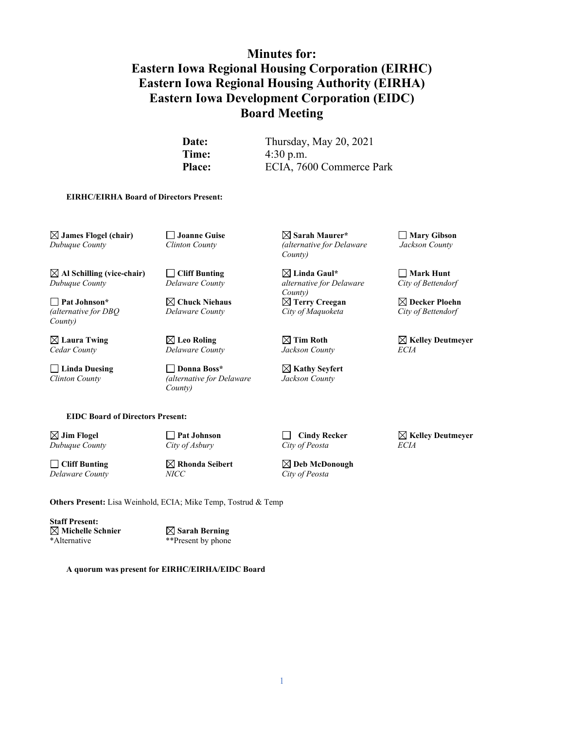# Minutes for:
# Eastern Iowa Regional Housing Corporation (EIRHC)
# Eastern Iowa Regional Housing Authority (EIRHA)
# Eastern Iowa Development Corporation (EIDC)
# Board Meeting

**Date:** Thursday, May 20, 2021
**Time:** 4:30 p.m.
**Place:** ECIA, 7600 Commerce Park

**EIRHC/EIRHA Board of Directors Present:**

| | | | |
|---|---|---|---|
| ☒ **James Flogel (chair)** *Dubuque County* | ☐ **Joanne Guise** *Clinton County* | ☒ **Sarah Maurer*** *(alternative for Delaware County)* | ☐ **Mary Gibson** *Jackson County* |
| ☒ **Al Schilling (vice-chair)** *Dubuque County* | ☐ **Cliff Bunting** *Delaware County* | ☒ **Linda Gaul*** *alternative for Delaware County)* | ☐ **Mark Hunt** *City of Bettendorf* |
| ☐ **Pat Johnson*** *(alternative for DBQ County)* | ☒ **Chuck Niehaus** *Delaware County* | ☒ **Terry Creegan** *City of Maquoketa* | ☒ **Decker Ploehn** *City of Bettendorf* |
| ☒ **Laura Twing** *Cedar County* | ☒ **Leo Roling** *Delaware County* | ☒ **Tim Roth** *Jackson County* | ☒ **Kelley Deutmeyer** *ECIA* |
| ☐ **Linda Duesing** *Clinton County* | ☐ **Donna Boss*** *(alternative for Delaware County)* | ☒ **Kathy Seyfert** *Jackson County* | |

**EIDC Board of Directors Present:**

| | | | |
|---|---|---|---|
| ☒ **Jim Flogel** *Dubuque County* | ☐ **Pat Johnson** *City of Asbury* | ☐ **Cindy Recker** *City of Peosta* | ☒ **Kelley Deutmeyer** *ECIA* |
| ☐ **Cliff Bunting** *Delaware County* | ☒ **Rhonda Seibert** *NICC* | ☒ **Deb McDonough** *City of Peosta* | |

**Others Present:** Lisa Weinhold, ECIA; Mike Temp, Tostrud & Temp

**Staff Present:**
☒ **Michelle Schnier** ☒ **Sarah Berning**
*Alternative **Present by phone

**A quorum was present for EIRHC/EIRHA/EIDC Board**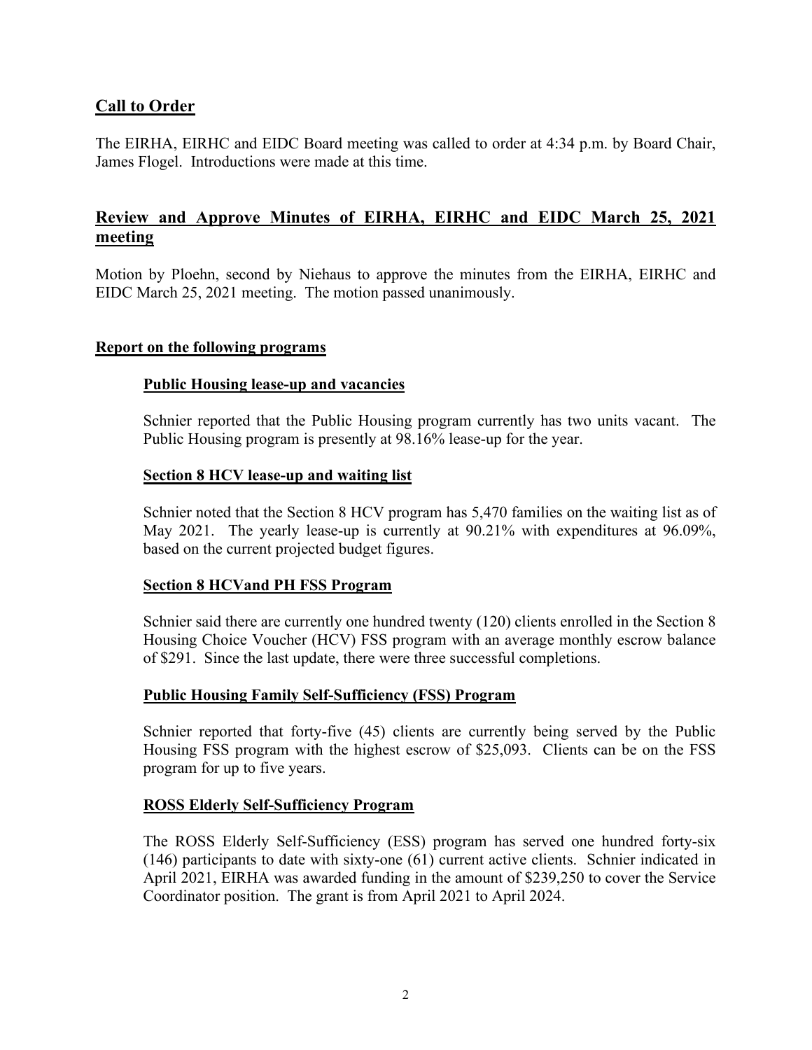## Call to Order

The EIRHA, EIRHC and EIDC Board meeting was called to order at 4:34 p.m. by Board Chair, James Flogel. Introductions were made at this time.

## Review and Approve Minutes of EIRHA, EIRHC and EIDC March 25, 2021 meeting

Motion by Ploehn, second by Niehaus to approve the minutes from the EIRHA, EIRHC and EIDC March 25, 2021 meeting. The motion passed unanimously.

## Report on the following programs

### Public Housing lease-up and vacancies

Schnier reported that the Public Housing program currently has two units vacant. The Public Housing program is presently at 98.16% lease-up for the year.

### Section 8 HCV lease-up and waiting list

Schnier noted that the Section 8 HCV program has 5,470 families on the waiting list as of May 2021. The yearly lease-up is currently at 90.21% with expenditures at 96.09%, based on the current projected budget figures.

### Section 8 HCVand PH FSS Program

Schnier said there are currently one hundred twenty (120) clients enrolled in the Section 8 Housing Choice Voucher (HCV) FSS program with an average monthly escrow balance of $291. Since the last update, there were three successful completions.

### Public Housing Family Self-Sufficiency (FSS) Program

Schnier reported that forty-five (45) clients are currently being served by the Public Housing FSS program with the highest escrow of $25,093. Clients can be on the FSS program for up to five years.

### ROSS Elderly Self-Sufficiency Program

The ROSS Elderly Self-Sufficiency (ESS) program has served one hundred forty-six (146) participants to date with sixty-one (61) current active clients. Schnier indicated in April 2021, EIRHA was awarded funding in the amount of $239,250 to cover the Service Coordinator position. The grant is from April 2021 to April 2024.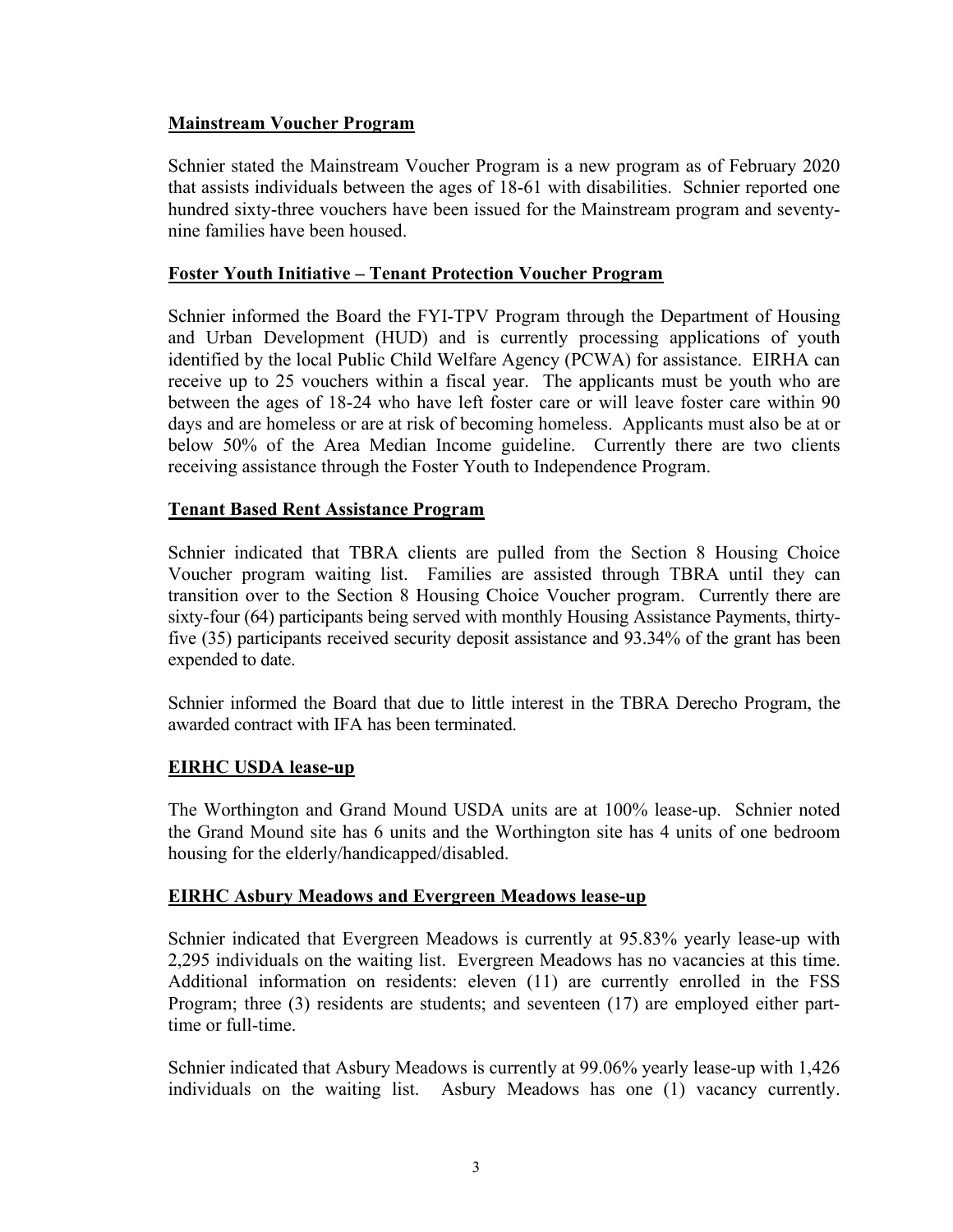**Mainstream Voucher Program**

Schnier stated the Mainstream Voucher Program is a new program as of February 2020 that assists individuals between the ages of 18-61 with disabilities. Schnier reported one hundred sixty-three vouchers have been issued for the Mainstream program and seventy-nine families have been housed.

**Foster Youth Initiative – Tenant Protection Voucher Program**

Schnier informed the Board the FYI-TPV Program through the Department of Housing and Urban Development (HUD) and is currently processing applications of youth identified by the local Public Child Welfare Agency (PCWA) for assistance. EIRHA can receive up to 25 vouchers within a fiscal year. The applicants must be youth who are between the ages of 18-24 who have left foster care or will leave foster care within 90 days and are homeless or are at risk of becoming homeless. Applicants must also be at or below 50% of the Area Median Income guideline. Currently there are two clients receiving assistance through the Foster Youth to Independence Program.

**Tenant Based Rent Assistance Program**

Schnier indicated that TBRA clients are pulled from the Section 8 Housing Choice Voucher program waiting list. Families are assisted through TBRA until they can transition over to the Section 8 Housing Choice Voucher program. Currently there are sixty-four (64) participants being served with monthly Housing Assistance Payments, thirty-five (35) participants received security deposit assistance and 93.34% of the grant has been expended to date.

Schnier informed the Board that due to little interest in the TBRA Derecho Program, the awarded contract with IFA has been terminated.

**EIRHC USDA lease-up**

The Worthington and Grand Mound USDA units are at 100% lease-up. Schnier noted the Grand Mound site has 6 units and the Worthington site has 4 units of one bedroom housing for the elderly/handicapped/disabled.

**EIRHC Asbury Meadows and Evergreen Meadows lease-up**

Schnier indicated that Evergreen Meadows is currently at 95.83% yearly lease-up with 2,295 individuals on the waiting list. Evergreen Meadows has no vacancies at this time. Additional information on residents: eleven (11) are currently enrolled in the FSS Program; three (3) residents are students; and seventeen (17) are employed either part-time or full-time.

Schnier indicated that Asbury Meadows is currently at 99.06% yearly lease-up with 1,426 individuals on the waiting list. Asbury Meadows has one (1) vacancy currently.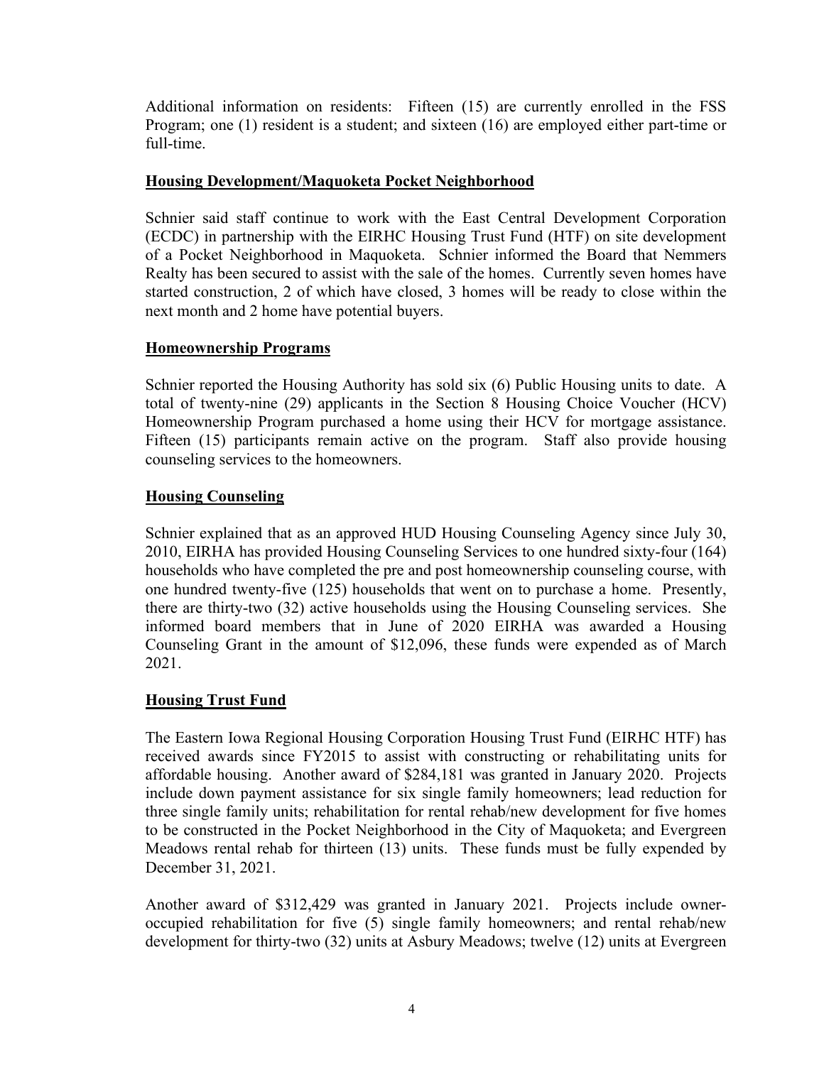Additional information on residents: Fifteen (15) are currently enrolled in the FSS Program; one (1) resident is a student; and sixteen (16) are employed either part-time or full-time.

**Housing Development/Maquoketa Pocket Neighborhood**

Schnier said staff continue to work with the East Central Development Corporation (ECDC) in partnership with the EIRHC Housing Trust Fund (HTF) on site development of a Pocket Neighborhood in Maquoketa. Schnier informed the Board that Nemmers Realty has been secured to assist with the sale of the homes. Currently seven homes have started construction, 2 of which have closed, 3 homes will be ready to close within the next month and 2 home have potential buyers.

**Homeownership Programs**

Schnier reported the Housing Authority has sold six (6) Public Housing units to date. A total of twenty-nine (29) applicants in the Section 8 Housing Choice Voucher (HCV) Homeownership Program purchased a home using their HCV for mortgage assistance. Fifteen (15) participants remain active on the program. Staff also provide housing counseling services to the homeowners.

**Housing Counseling**

Schnier explained that as an approved HUD Housing Counseling Agency since July 30, 2010, EIRHA has provided Housing Counseling Services to one hundred sixty-four (164) households who have completed the pre and post homeownership counseling course, with one hundred twenty-five (125) households that went on to purchase a home. Presently, there are thirty-two (32) active households using the Housing Counseling services. She informed board members that in June of 2020 EIRHA was awarded a Housing Counseling Grant in the amount of $12,096, these funds were expended as of March 2021.

**Housing Trust Fund**

The Eastern Iowa Regional Housing Corporation Housing Trust Fund (EIRHC HTF) has received awards since FY2015 to assist with constructing or rehabilitating units for affordable housing. Another award of $284,181 was granted in January 2020. Projects include down payment assistance for six single family homeowners; lead reduction for three single family units; rehabilitation for rental rehab/new development for five homes to be constructed in the Pocket Neighborhood in the City of Maquoketa; and Evergreen Meadows rental rehab for thirteen (13) units. These funds must be fully expended by December 31, 2021.

Another award of $312,429 was granted in January 2021. Projects include owner-occupied rehabilitation for five (5) single family homeowners; and rental rehab/new development for thirty-two (32) units at Asbury Meadows; twelve (12) units at Evergreen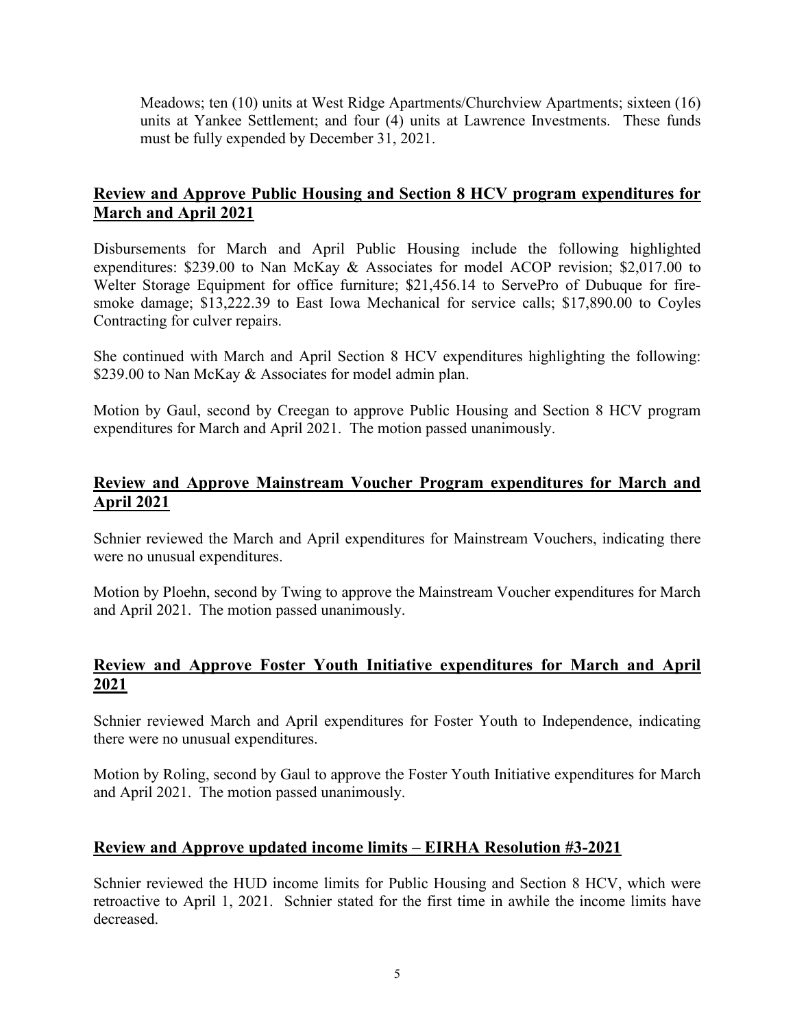Meadows; ten (10) units at West Ridge Apartments/Churchview Apartments; sixteen (16) units at Yankee Settlement; and four (4) units at Lawrence Investments. These funds must be fully expended by December 31, 2021.

## Review and Approve Public Housing and Section 8 HCV program expenditures for March and April 2021

Disbursements for March and April Public Housing include the following highlighted expenditures: $239.00 to Nan McKay & Associates for model ACOP revision; $2,017.00 to Welter Storage Equipment for office furniture; $21,456.14 to ServePro of Dubuque for fire-smoke damage; $13,222.39 to East Iowa Mechanical for service calls; $17,890.00 to Coyles Contracting for culver repairs.

She continued with March and April Section 8 HCV expenditures highlighting the following: $239.00 to Nan McKay & Associates for model admin plan.

Motion by Gaul, second by Creegan to approve Public Housing and Section 8 HCV program expenditures for March and April 2021. The motion passed unanimously.

## Review and Approve Mainstream Voucher Program expenditures for March and April 2021

Schnier reviewed the March and April expenditures for Mainstream Vouchers, indicating there were no unusual expenditures.

Motion by Ploehn, second by Twing to approve the Mainstream Voucher expenditures for March and April 2021. The motion passed unanimously.

## Review and Approve Foster Youth Initiative expenditures for March and April 2021

Schnier reviewed March and April expenditures for Foster Youth to Independence, indicating there were no unusual expenditures.

Motion by Roling, second by Gaul to approve the Foster Youth Initiative expenditures for March and April 2021. The motion passed unanimously.

## Review and Approve updated income limits – EIRHA Resolution #3-2021

Schnier reviewed the HUD income limits for Public Housing and Section 8 HCV, which were retroactive to April 1, 2021. Schnier stated for the first time in awhile the income limits have decreased.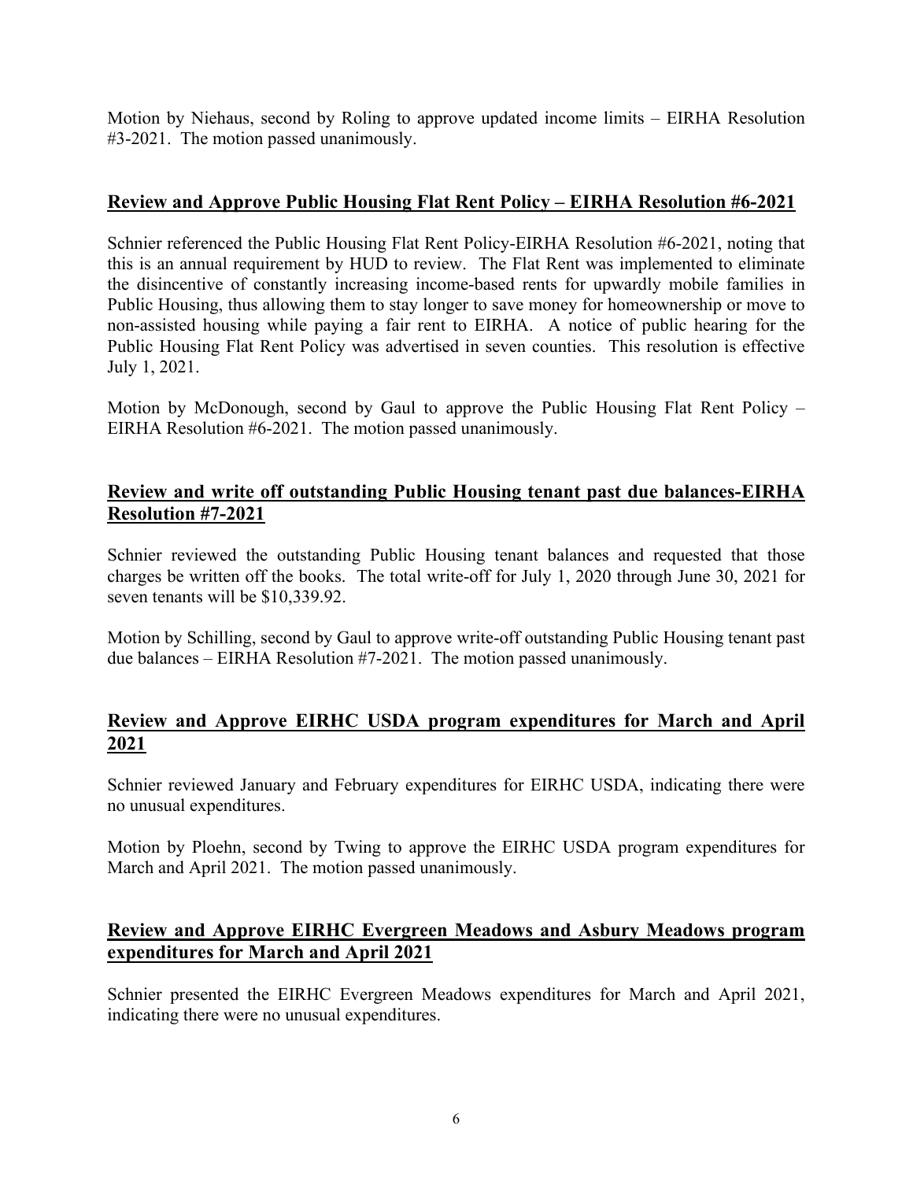Motion by Niehaus, second by Roling to approve updated income limits – EIRHA Resolution #3-2021. The motion passed unanimously.

## **Review and Approve Public Housing Flat Rent Policy – EIRHA Resolution #6-2021**

Schnier referenced the Public Housing Flat Rent Policy-EIRHA Resolution #6-2021, noting that this is an annual requirement by HUD to review. The Flat Rent was implemented to eliminate the disincentive of constantly increasing income-based rents for upwardly mobile families in Public Housing, thus allowing them to stay longer to save money for homeownership or move to non-assisted housing while paying a fair rent to EIRHA. A notice of public hearing for the Public Housing Flat Rent Policy was advertised in seven counties. This resolution is effective July 1, 2021.

Motion by McDonough, second by Gaul to approve the Public Housing Flat Rent Policy – EIRHA Resolution #6-2021. The motion passed unanimously.

## **Review and write off outstanding Public Housing tenant past due balances-EIRHA Resolution #7-2021**

Schnier reviewed the outstanding Public Housing tenant balances and requested that those charges be written off the books. The total write-off for July 1, 2020 through June 30, 2021 for seven tenants will be $10,339.92.

Motion by Schilling, second by Gaul to approve write-off outstanding Public Housing tenant past due balances – EIRHA Resolution #7-2021. The motion passed unanimously.

## **Review and Approve EIRHC USDA program expenditures for March and April 2021**

Schnier reviewed January and February expenditures for EIRHC USDA, indicating there were no unusual expenditures.

Motion by Ploehn, second by Twing to approve the EIRHC USDA program expenditures for March and April 2021. The motion passed unanimously.

## **Review and Approve EIRHC Evergreen Meadows and Asbury Meadows program expenditures for March and April 2021**

Schnier presented the EIRHC Evergreen Meadows expenditures for March and April 2021, indicating there were no unusual expenditures.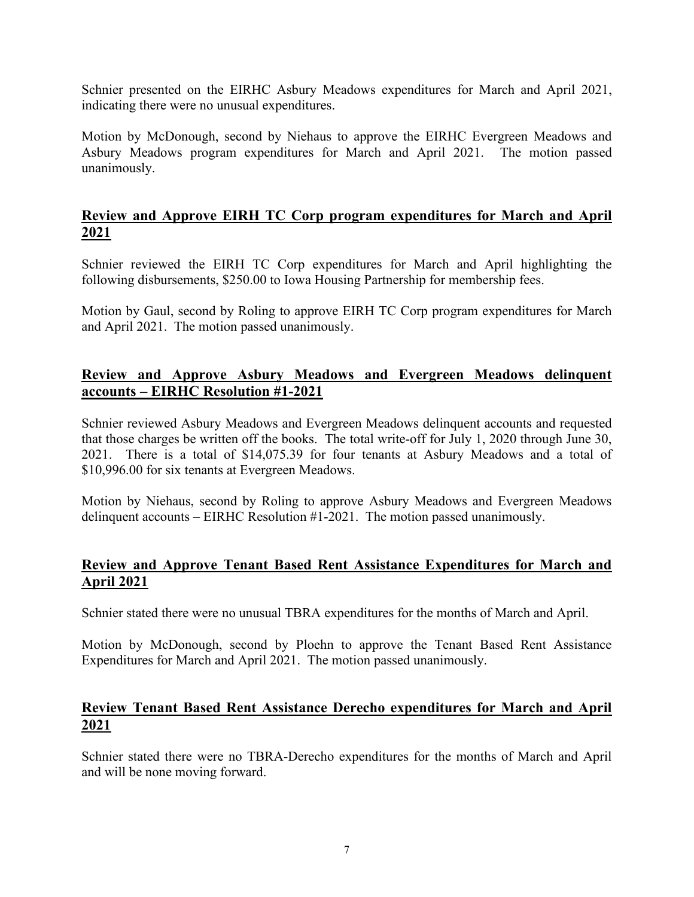Schnier presented on the EIRHC Asbury Meadows expenditures for March and April 2021, indicating there were no unusual expenditures.

Motion by McDonough, second by Niehaus to approve the EIRHC Evergreen Meadows and Asbury Meadows program expenditures for March and April 2021. The motion passed unanimously.

## Review and Approve EIRH TC Corp program expenditures for March and April 2021

Schnier reviewed the EIRH TC Corp expenditures for March and April highlighting the following disbursements, $250.00 to Iowa Housing Partnership for membership fees.

Motion by Gaul, second by Roling to approve EIRH TC Corp program expenditures for March and April 2021. The motion passed unanimously.

## Review and Approve Asbury Meadows and Evergreen Meadows delinquent accounts – EIRHC Resolution #1-2021

Schnier reviewed Asbury Meadows and Evergreen Meadows delinquent accounts and requested that those charges be written off the books. The total write-off for July 1, 2020 through June 30, 2021. There is a total of $14,075.39 for four tenants at Asbury Meadows and a total of $10,996.00 for six tenants at Evergreen Meadows.

Motion by Niehaus, second by Roling to approve Asbury Meadows and Evergreen Meadows delinquent accounts – EIRHC Resolution #1-2021. The motion passed unanimously.

## Review and Approve Tenant Based Rent Assistance Expenditures for March and April 2021

Schnier stated there were no unusual TBRA expenditures for the months of March and April.

Motion by McDonough, second by Ploehn to approve the Tenant Based Rent Assistance Expenditures for March and April 2021. The motion passed unanimously.

## Review Tenant Based Rent Assistance Derecho expenditures for March and April 2021

Schnier stated there were no TBRA-Derecho expenditures for the months of March and April and will be none moving forward.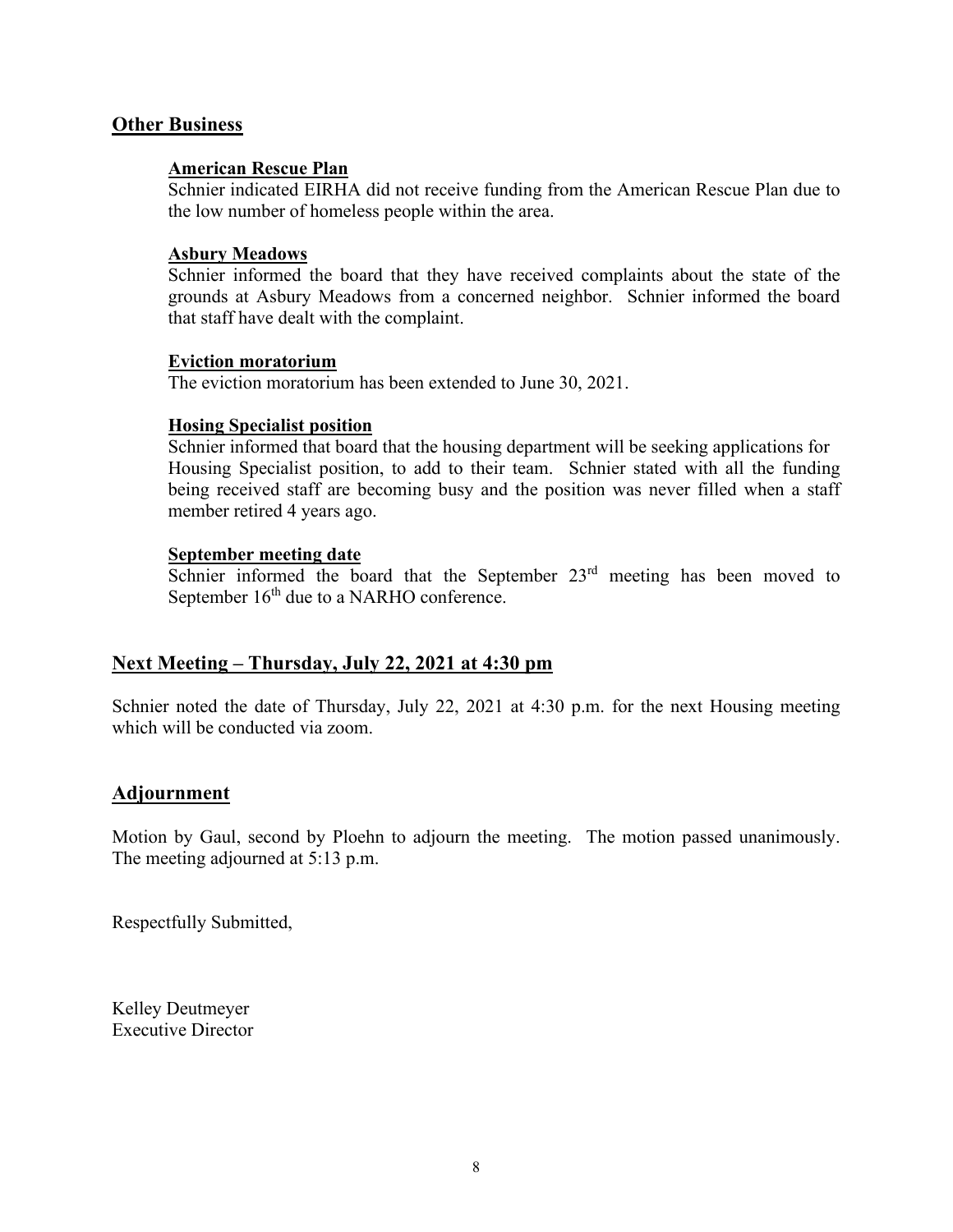## Other Business

### American Rescue Plan

Schnier indicated EIRHA did not receive funding from the American Rescue Plan due to the low number of homeless people within the area.

### Asbury Meadows

Schnier informed the board that they have received complaints about the state of the grounds at Asbury Meadows from a concerned neighbor. Schnier informed the board that staff have dealt with the complaint.

### Eviction moratorium

The eviction moratorium has been extended to June 30, 2021.

### Hosing Specialist position

Schnier informed that board that the housing department will be seeking applications for Housing Specialist position, to add to their team. Schnier stated with all the funding being received staff are becoming busy and the position was never filled when a staff member retired 4 years ago.

### September meeting date

Schnier informed the board that the September 23rd meeting has been moved to September 16th due to a NARHO conference.

## Next Meeting – Thursday, July 22, 2021 at 4:30 pm

Schnier noted the date of Thursday, July 22, 2021 at 4:30 p.m. for the next Housing meeting which will be conducted via zoom.

## Adjournment

Motion by Gaul, second by Ploehn to adjourn the meeting. The motion passed unanimously. The meeting adjourned at 5:13 p.m.

Respectfully Submitted,

Kelley Deutmeyer
Executive Director